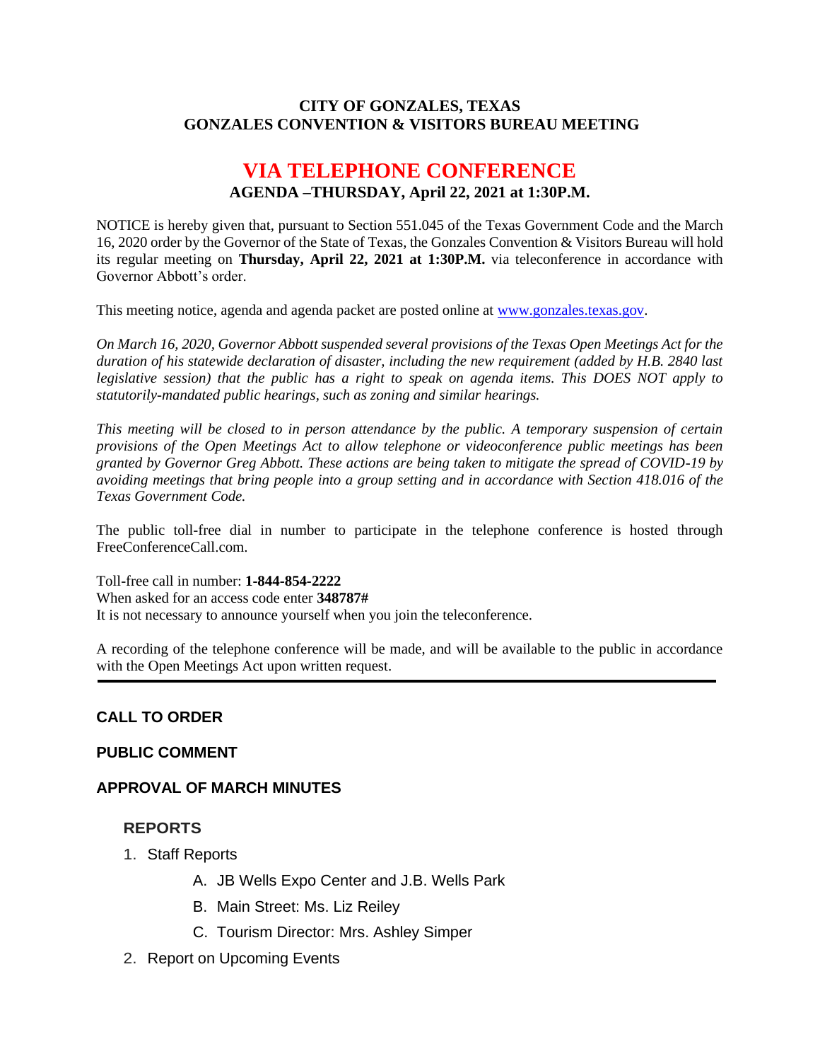**CITY OF GONZALES, TEXAS**
**GONZALES CONVENTION & VISITORS BUREAU MEETING**

# VIA TELEPHONE CONFERENCE

**AGENDA –THURSDAY, April 22, 2021 at 1:30P.M.**

NOTICE is hereby given that, pursuant to Section 551.045 of the Texas Government Code and the March 16, 2020 order by the Governor of the State of Texas, the Gonzales Convention & Visitors Bureau will hold its regular meeting on **Thursday, April 22, 2021 at 1:30P.M.** via teleconference in accordance with Governor Abbott's order.

This meeting notice, agenda and agenda packet are posted online at [www.gonzales.texas.gov](www.gonzales.texas.gov).

*On March 16, 2020, Governor Abbott suspended several provisions of the Texas Open Meetings Act for the duration of his statewide declaration of disaster, including the new requirement (added by H.B. 2840 last legislative session) that the public has a right to speak on agenda items. This DOES NOT apply to statutorily-mandated public hearings, such as zoning and similar hearings.*

*This meeting will be closed to in person attendance by the public. A temporary suspension of certain provisions of the Open Meetings Act to allow telephone or videoconference public meetings has been granted by Governor Greg Abbott. These actions are being taken to mitigate the spread of COVID-19 by avoiding meetings that bring people into a group setting and in accordance with Section 418.016 of the Texas Government Code.*

The public toll-free dial in number to participate in the telephone conference is hosted through FreeConferenceCall.com.

Toll-free call in number: **1-844-854-2222**
When asked for an access code enter **348787#**
It is not necessary to announce yourself when you join the teleconference.

A recording of the telephone conference will be made, and will be available to the public in accordance with the Open Meetings Act upon written request.

---

**CALL TO ORDER**

**PUBLIC COMMENT**

**APPROVAL OF MARCH MINUTES**

**REPORTS**

1. Staff Reports
   A. JB Wells Expo Center and J.B. Wells Park
   B. Main Street: Ms. Liz Reiley
   C. Tourism Director: Mrs. Ashley Simper
2. Report on Upcoming Events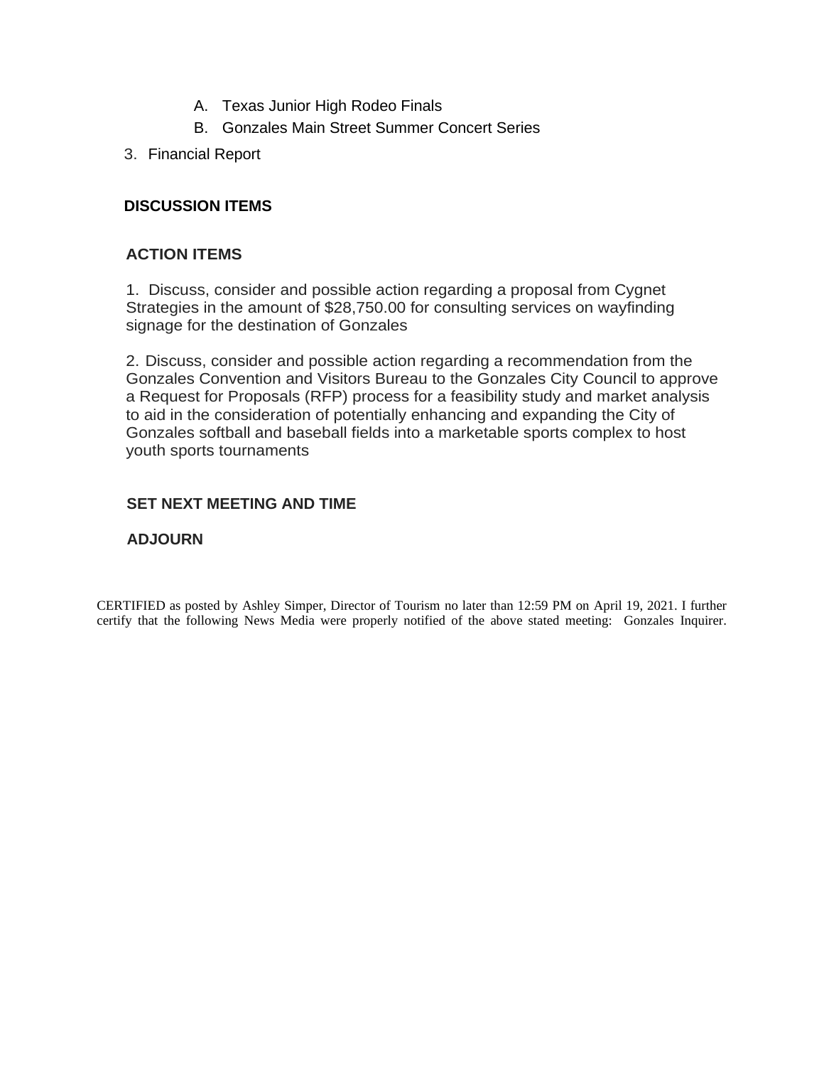A. Texas Junior High Rodeo Finals
B. Gonzales Main Street Summer Concert Series

3. Financial Report

**DISCUSSION ITEMS**

**ACTION ITEMS**

1. Discuss, consider and possible action regarding a proposal from Cygnet Strategies in the amount of $28,750.00 for consulting services on wayfinding signage for the destination of Gonzales

2. Discuss, consider and possible action regarding a recommendation from the Gonzales Convention and Visitors Bureau to the Gonzales City Council to approve a Request for Proposals (RFP) process for a feasibility study and market analysis to aid in the consideration of potentially enhancing and expanding the City of Gonzales softball and baseball fields into a marketable sports complex to host youth sports tournaments

**SET NEXT MEETING AND TIME**

**ADJOURN**

CERTIFIED as posted by Ashley Simper, Director of Tourism no later than 12:59 PM on April 19, 2021. I further certify that the following News Media were properly notified of the above stated meeting: Gonzales Inquirer.